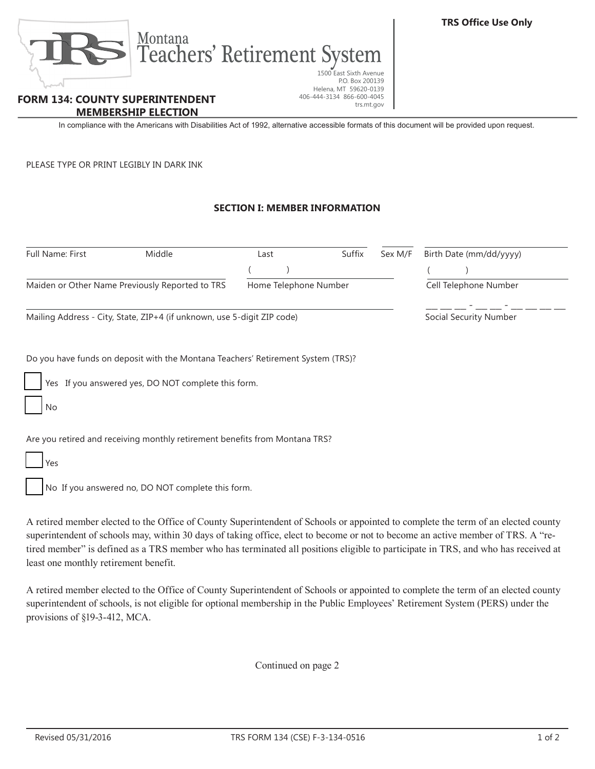TRS Office Use Only

Montana Teachers' Retirement System

1500 East Sixth Avenue
P.O. Box 200139
Helena, MT 59620-0139
406-444-3134 866-600-4045
trs.mt.gov

# FORM 134: COUNTY SUPERINTENDENT MEMBERSHIP ELECTION

In compliance with the Americans with Disabilities Act of 1992, alternative accessible formats of this document will be provided upon request.

PLEASE TYPE OR PRINT LEGIBLY IN DARK INK

## SECTION I: MEMBER INFORMATION

Full Name: First ____________ Middle ____________ Last ____________ Suffix ______ Sex M/F ______ Birth Date (mm/dd/yyyy) ____________

Maiden or Other Name Previously Reported to TRS ____________ Home Telephone Number ( ) ____________ Cell Telephone Number ( ) ____________

Mailing Address - City, State, ZIP+4 (if unknown, use 5-digit ZIP code) ____________ Social Security Number ___ ___ ___ - ___ ___ - ___ ___ ___ ___

Do you have funds on deposit with the Montana Teachers' Retirement System (TRS)?

- [ ] Yes If you answered yes, DO NOT complete this form.
- [ ] No

Are you retired and receiving monthly retirement benefits from Montana TRS?

- [ ] Yes
- [ ] No If you answered no, DO NOT complete this form.

A retired member elected to the Office of County Superintendent of Schools or appointed to complete the term of an elected county superintendent of schools may, within 30 days of taking office, elect to become or not to become an active member of TRS. A "retired member" is defined as a TRS member who has terminated all positions eligible to participate in TRS, and who has received at least one monthly retirement benefit.

A retired member elected to the Office of County Superintendent of Schools or appointed to complete the term of an elected county superintendent of schools, is not eligible for optional membership in the Public Employees' Retirement System (PERS) under the provisions of §19-3-412, MCA.

Continued on page 2

Revised 05/31/2016 TRS FORM 134 (CSE) F-3-134-0516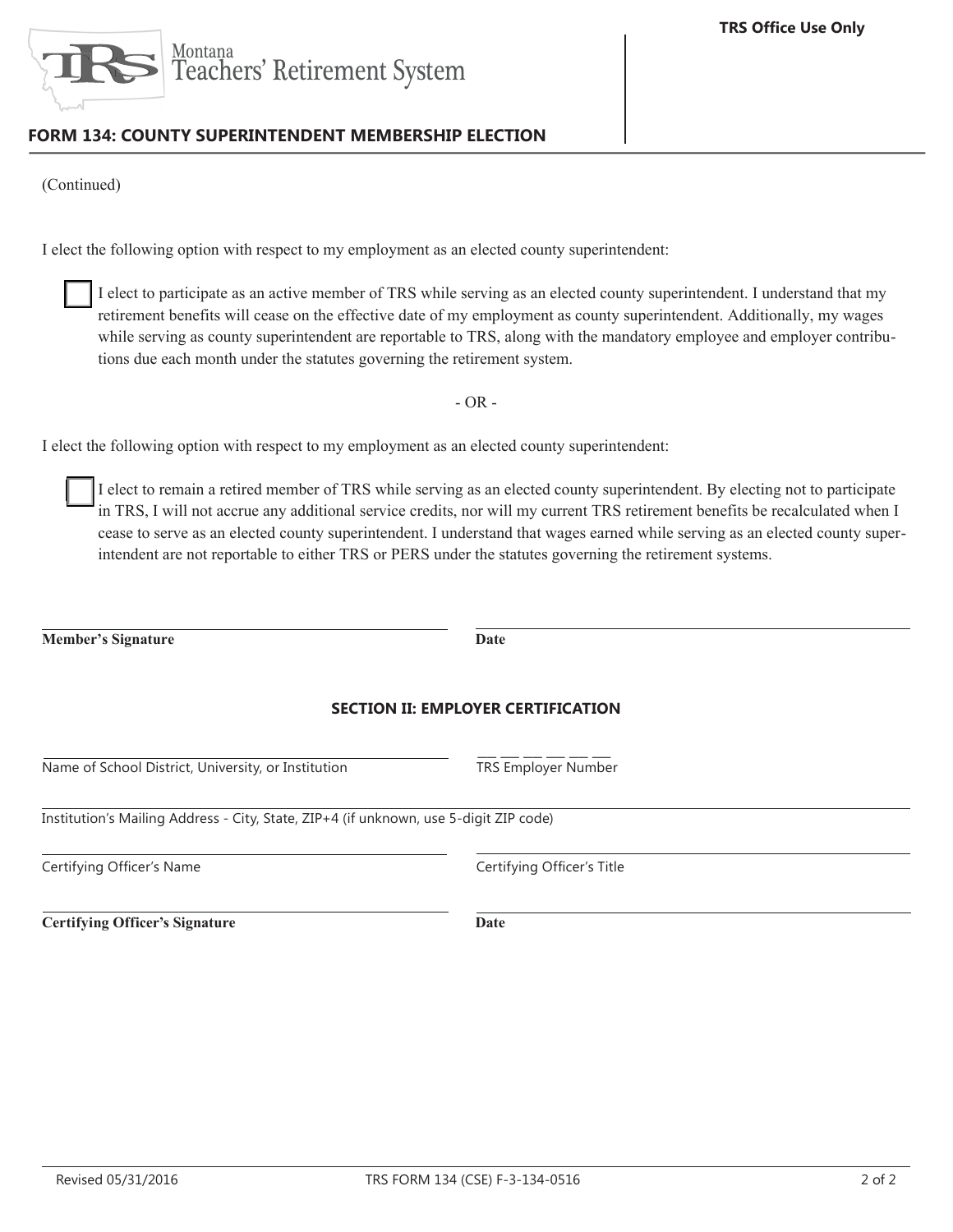TRS Office Use Only

Montana Teachers' Retirement System

## FORM 134: COUNTY SUPERINTENDENT MEMBERSHIP ELECTION

(Continued)

I elect the following option with respect to my employment as an elected county superintendent:

☐ I elect to participate as an active member of TRS while serving as an elected county superintendent. I understand that my retirement benefits will cease on the effective date of my employment as county superintendent. Additionally, my wages while serving as county superintendent are reportable to TRS, along with the mandatory employee and employer contributions due each month under the statutes governing the retirement system.

\- OR -

I elect the following option with respect to my employment as an elected county superintendent:

☐ I elect to remain a retired member of TRS while serving as an elected county superintendent. By electing not to participate in TRS, I will not accrue any additional service credits, nor will my current TRS retirement benefits be recalculated when I cease to serve as an elected county superintendent. I understand that wages earned while serving as an elected county superintendent are not reportable to either TRS or PERS under the statutes governing the retirement systems.

**Member's Signature** ______________________ **Date** ______________________

### SECTION II: EMPLOYER CERTIFICATION

Name of School District, University, or Institution ______________________

TRS Employer Number \_\_ \_\_ \_\_ \_\_ \_\_ \_\_

Institution's Mailing Address - City, State, ZIP+4 (if unknown, use 5-digit ZIP code) ______________________

Certifying Officer's Name ______________________

Certifying Officer's Title ______________________

**Certifying Officer's Signature** ______________________ **Date** ______________________

Revised 05/31/2016 TRS FORM 134 (CSE) F-3-134-0516